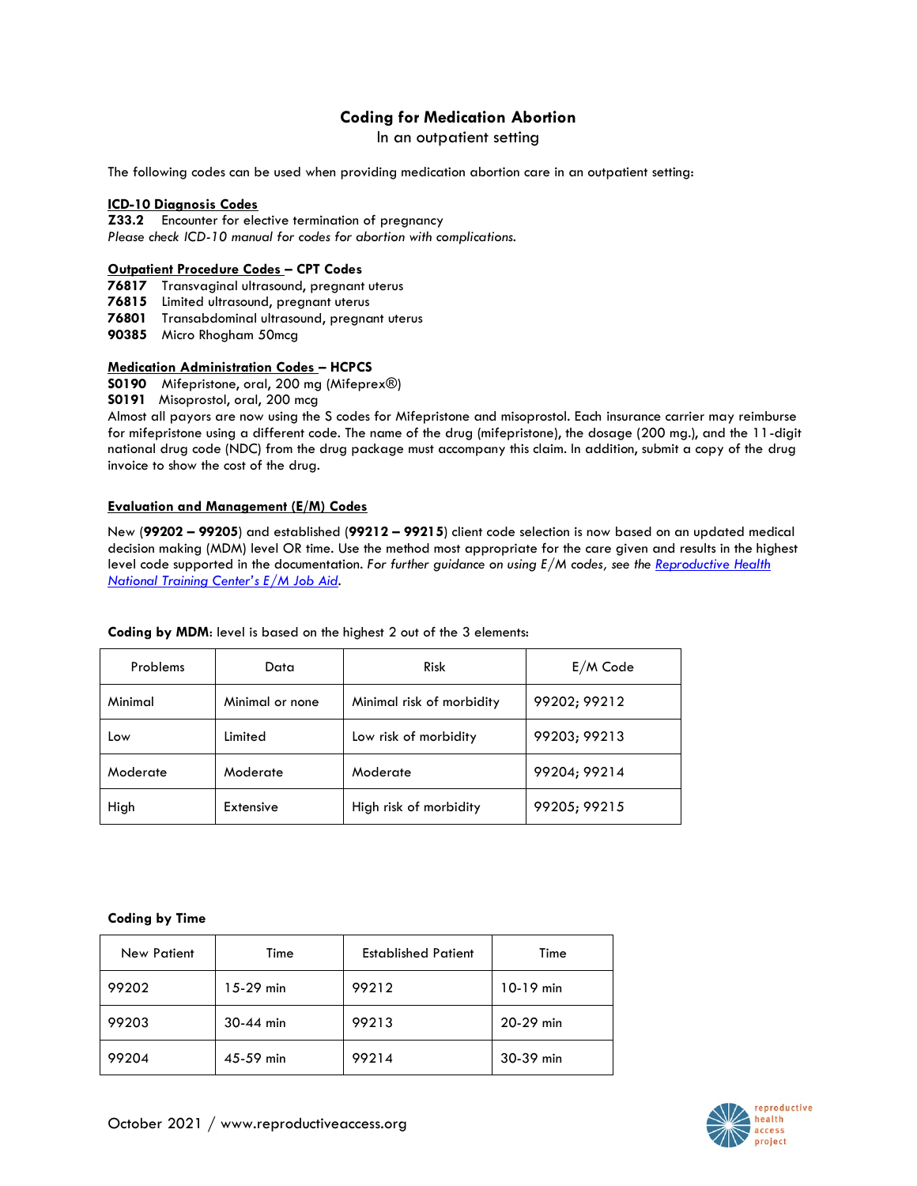# Coding for Medication Abortion

In an outpatient setting

The following codes can be used when providing medication abortion care in an outpatient setting:

## ICD-10 Diagnosis Codes

**Z33.2** Encounter for elective termination of pregnancy

*Please check ICD-10 manual for codes for abortion with complications.*

## Outpatient Procedure Codes – CPT Codes

**76817** Transvaginal ultrasound, pregnant uterus
**76815** Limited ultrasound, pregnant uterus
**76801** Transabdominal ultrasound, pregnant uterus
**90385** Micro Rhogham 50mcg

## Medication Administration Codes – HCPCS

**S0190** Mifepristone, oral, 200 mg (Mifeprex®)
**S0191** Misoprostol, oral, 200 mcg

Almost all payors are now using the S codes for Mifepristone and misoprostol. Each insurance carrier may reimburse for mifepristone using a different code. The name of the drug (mifepristone), the dosage (200 mg.), and the 11-digit national drug code (NDC) from the drug package must accompany this claim. In addition, submit a copy of the drug invoice to show the cost of the drug.

## Evaluation and Management (E/M) Codes

New (**99202 – 99205**) and established (**99212 – 99215**) client code selection is now based on an updated medical decision making (MDM) level OR time. Use the method most appropriate for the care given and results in the highest level code supported in the documentation. *For further guidance on using E/M codes, see the [Reproductive Health National Training Center's E/M Job Aid](Reproductive Health National Training Center's E/M Job Aid).*

**Coding by MDM**: level is based on the highest 2 out of the 3 elements:

| Problems | Data | Risk | E/M Code |
|---|---|---|---|
| Minimal | Minimal or none | Minimal risk of morbidity | 99202; 99212 |
| Low | Limited | Low risk of morbidity | 99203; 99213 |
| Moderate | Moderate | Moderate | 99204; 99214 |
| High | Extensive | High risk of morbidity | 99205; 99215 |

**Coding by Time**

| New Patient | Time | Established Patient | Time |
|---|---|---|---|
| 99202 | 15-29 min | 99212 | 10-19 min |
| 99203 | 30-44 min | 99213 | 20-29 min |
| 99204 | 45-59 min | 99214 | 30-39 min |

October 2021 / www.reproductiveaccess.org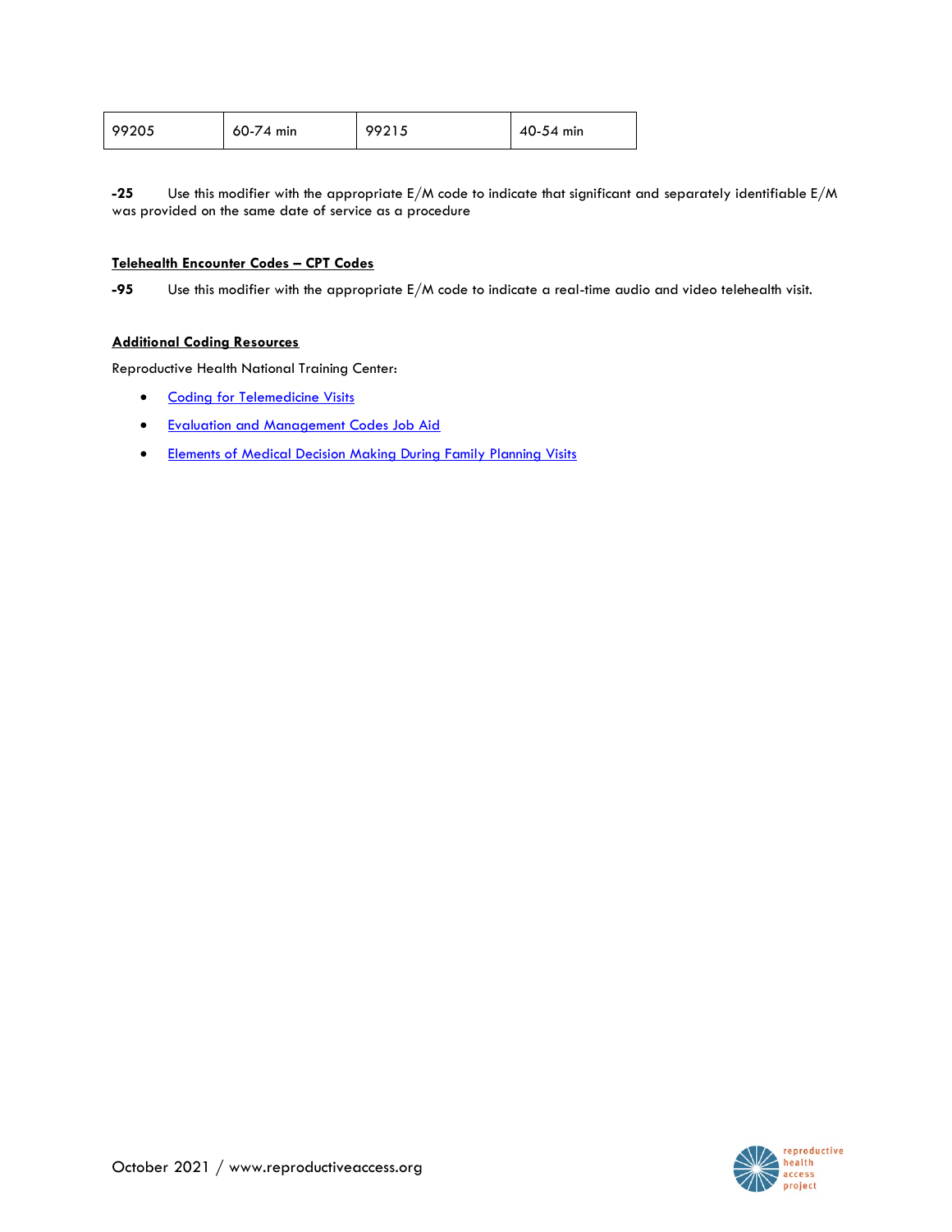| | | | |
|---|---|---|---|
| 99205 | 60-74 min | 99215 | 40-54 min |

**-25** Use this modifier with the appropriate E/M code to indicate that significant and separately identifiable E/M was provided on the same date of service as a procedure

**Telehealth Encounter Codes – CPT Codes**

**-95** Use this modifier with the appropriate E/M code to indicate a real-time audio and video telehealth visit.

**Additional Coding Resources**

Reproductive Health National Training Center:

- Coding for Telemedicine Visits
- Evaluation and Management Codes Job Aid
- Elements of Medical Decision Making During Family Planning Visits

October 2021 / www.reproductiveaccess.org